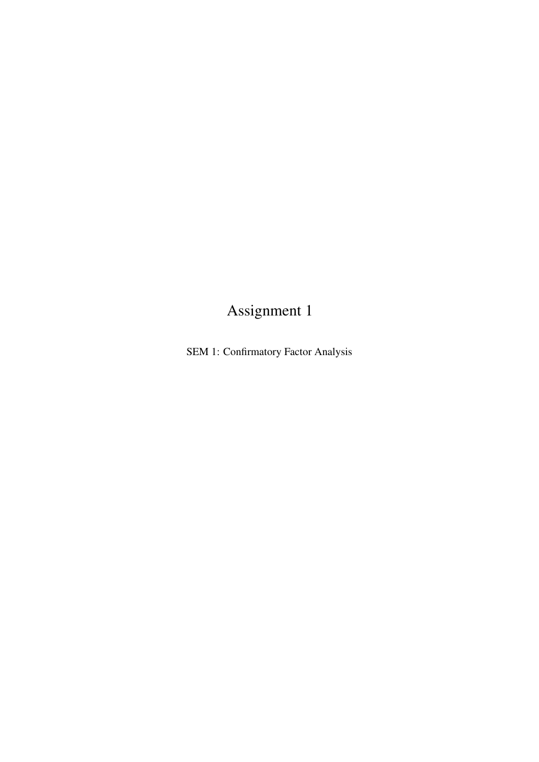# Assignment 1

SEM 1: Confirmatory Factor Analysis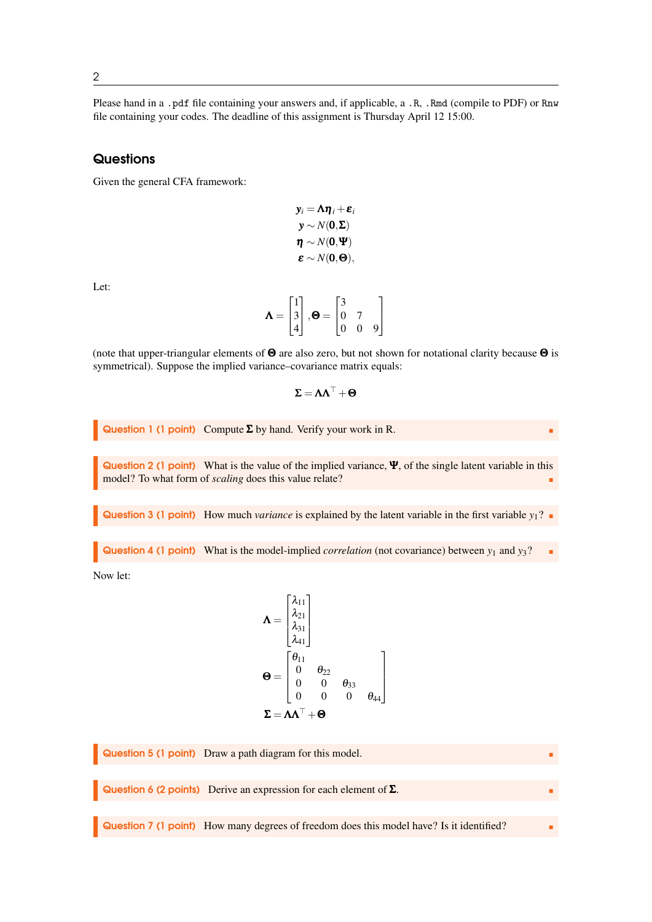Please hand in a `.pdf` file containing your answers and, if applicable, a `.R`, `.Rmd` (compile to PDF) or `Rnw` file containing your codes. The deadline of this assignment is Thursday April 12 15:00.

## Questions

Given the general CFA framework:

$$
\begin{aligned}
\boldsymbol{y}_i &= \boldsymbol{\Lambda}\boldsymbol{\eta}_i + \boldsymbol{\varepsilon}_i \\
\boldsymbol{y} &\sim N(\boldsymbol{0}, \boldsymbol{\Sigma}) \\
\boldsymbol{\eta} &\sim N(\boldsymbol{0}, \boldsymbol{\Psi}) \\
\boldsymbol{\varepsilon} &\sim N(\boldsymbol{0}, \boldsymbol{\Theta}),
\end{aligned}
$$

Let:

$$
\boldsymbol{\Lambda} = \begin{bmatrix} 1 \\ 3 \\ 4 \end{bmatrix}, \boldsymbol{\Theta} = \begin{bmatrix} 3 & & \\ 0 & 7 & \\ 0 & 0 & 9 \end{bmatrix}
$$

(note that upper-triangular elements of $\boldsymbol{\Theta}$ are also zero, but not shown for notational clarity because $\boldsymbol{\Theta}$ is symmetrical). Suppose the implied variance–covariance matrix equals:

$$
\boldsymbol{\Sigma} = \boldsymbol{\Lambda}\boldsymbol{\Lambda}^\top + \boldsymbol{\Theta}
$$

**Question 1 (1 point)** Compute $\boldsymbol{\Sigma}$ by hand. Verify your work in R.

**Question 2 (1 point)** What is the value of the implied variance, $\boldsymbol{\Psi}$, of the single latent variable in this model? To what form of *scaling* does this value relate?

**Question 3 (1 point)** How much *variance* is explained by the latent variable in the first variable $y_1$?

**Question 4 (1 point)** What is the model-implied *correlation* (not covariance) between $y_1$ and $y_3$?

Now let:

$$
\begin{aligned}
\boldsymbol{\Lambda} &= \begin{bmatrix} \lambda_{11} \\ \lambda_{21} \\ \lambda_{31} \\ \lambda_{41} \end{bmatrix} \\
\boldsymbol{\Theta} &= \begin{bmatrix} \theta_{11} & & & \\ 0 & \theta_{22} & & \\ 0 & 0 & \theta_{33} & \\ 0 & 0 & 0 & \theta_{44} \end{bmatrix} \\
\boldsymbol{\Sigma} &= \boldsymbol{\Lambda}\boldsymbol{\Lambda}^\top + \boldsymbol{\Theta}
\end{aligned}
$$

**Question 5 (1 point)** Draw a path diagram for this model.

**Question 6 (2 points)** Derive an expression for each element of $\boldsymbol{\Sigma}$.

**Question 7 (1 point)** How many degrees of freedom does this model have? Is it identified?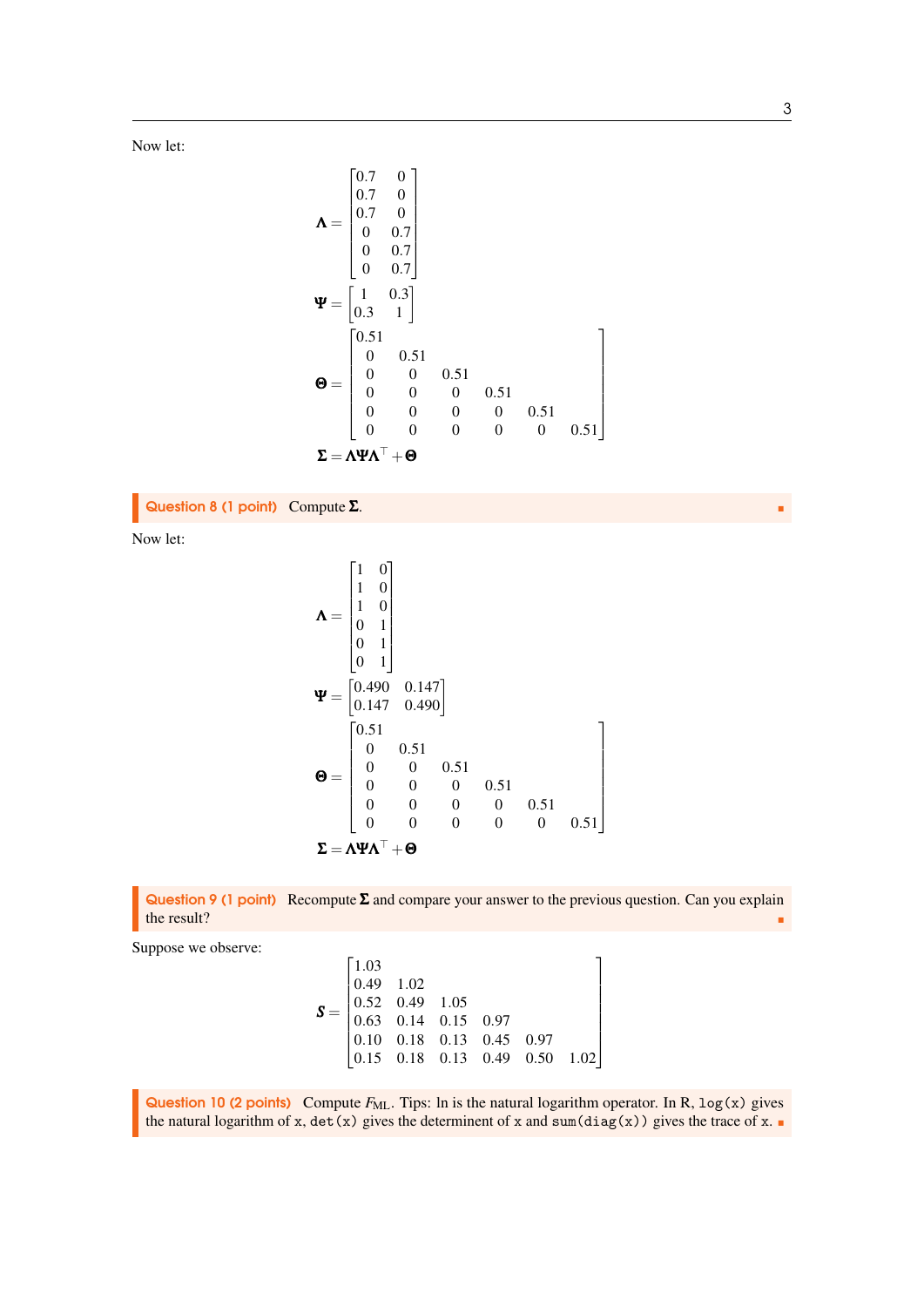Now let:

$$\boldsymbol{\Lambda} = \begin{bmatrix} 0.7 & 0 \\ 0.7 & 0 \\ 0.7 & 0 \\ 0 & 0.7 \\ 0 & 0.7 \\ 0 & 0.7 \end{bmatrix}$$

$$\boldsymbol{\Psi} = \begin{bmatrix} 1 & 0.3 \\ 0.3 & 1 \end{bmatrix}$$

$$\boldsymbol{\Theta} = \begin{bmatrix} 0.51 & & & & & \\ 0 & 0.51 & & & & \\ 0 & 0 & 0.51 & & & \\ 0 & 0 & 0 & 0.51 & & \\ 0 & 0 & 0 & 0 & 0.51 & \\ 0 & 0 & 0 & 0 & 0 & 0.51 \end{bmatrix}$$

$$\boldsymbol{\Sigma} = \boldsymbol{\Lambda}\boldsymbol{\Psi}\boldsymbol{\Lambda}^{\top} + \boldsymbol{\Theta}$$

> **Question 8 (1 point)** Compute $\boldsymbol{\Sigma}$.

Now let:

$$\boldsymbol{\Lambda} = \begin{bmatrix} 1 & 0 \\ 1 & 0 \\ 1 & 0 \\ 0 & 1 \\ 0 & 1 \\ 0 & 1 \end{bmatrix}$$

$$\boldsymbol{\Psi} = \begin{bmatrix} 0.490 & 0.147 \\ 0.147 & 0.490 \end{bmatrix}$$

$$\boldsymbol{\Theta} = \begin{bmatrix} 0.51 & & & & & \\ 0 & 0.51 & & & & \\ 0 & 0 & 0.51 & & & \\ 0 & 0 & 0 & 0.51 & & \\ 0 & 0 & 0 & 0 & 0.51 & \\ 0 & 0 & 0 & 0 & 0 & 0.51 \end{bmatrix}$$

$$\boldsymbol{\Sigma} = \boldsymbol{\Lambda}\boldsymbol{\Psi}\boldsymbol{\Lambda}^{\top} + \boldsymbol{\Theta}$$

> **Question 9 (1 point)** Recompute $\boldsymbol{\Sigma}$ and compare your answer to the previous question. Can you explain the result?

Suppose we observe:

$$\boldsymbol{S} = \begin{bmatrix} 1.03 & & & & & \\ 0.49 & 1.02 & & & & \\ 0.52 & 0.49 & 1.05 & & & \\ 0.63 & 0.14 & 0.15 & 0.97 & & \\ 0.10 & 0.18 & 0.13 & 0.45 & 0.97 & \\ 0.15 & 0.18 & 0.13 & 0.49 & 0.50 & 1.02 \end{bmatrix}$$

> **Question 10 (2 points)** Compute $F_{\text{ML}}$. Tips: ln is the natural logarithm operator. In R, `log(x)` gives the natural logarithm of `x`, `det(x)` gives the determinent of `x` and `sum(diag(x))` gives the trace of `x`.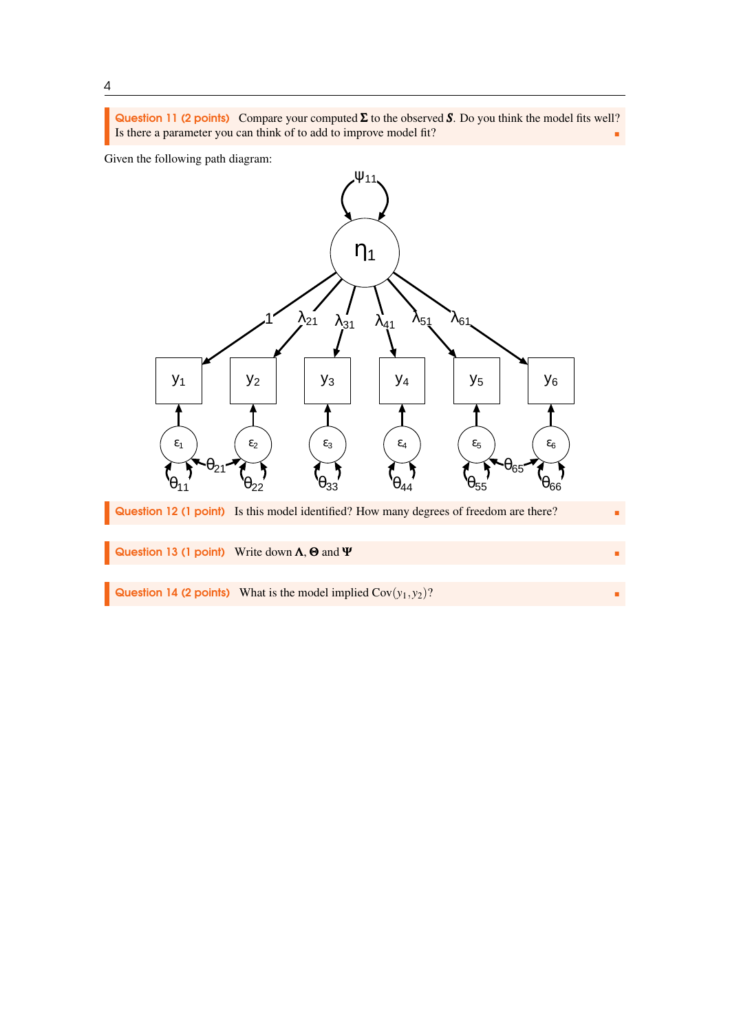**Question 11 (2 points)** Compare your computed $\boldsymbol{\Sigma}$ to the observed $\boldsymbol{S}$. Do you think the model fits well? Is there a parameter you can think of to add to improve model fit?

Given the following path diagram:

**Question 12 (1 point)** Is this model identified? How many degrees of freedom are there?

**Question 13 (1 point)** Write down $\boldsymbol{\Lambda}$, $\boldsymbol{\Theta}$ and $\boldsymbol{\Psi}$

**Question 14 (2 points)** What is the model implied $\text{Cov}(y_1, y_2)$?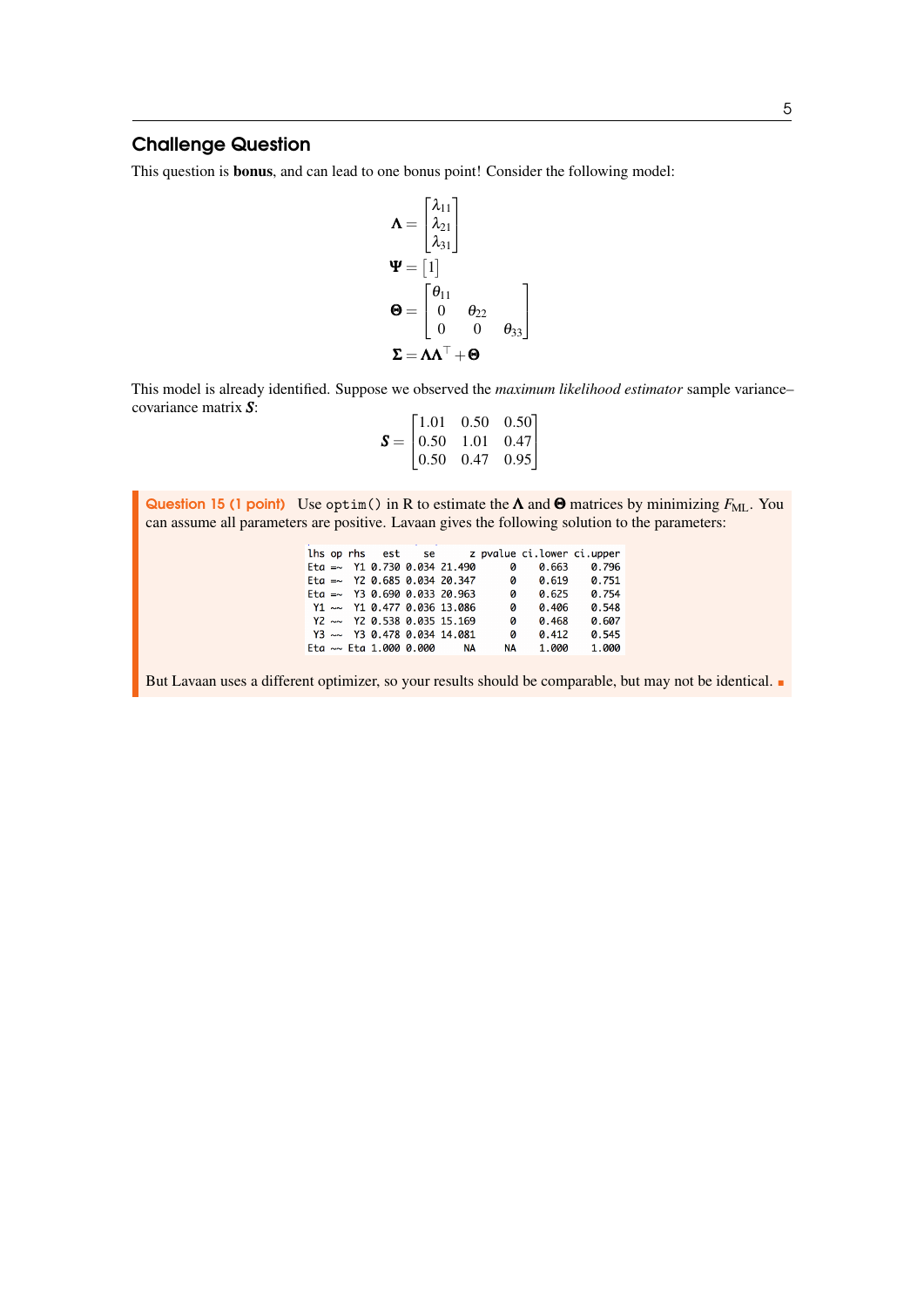## Challenge Question

This question is **bonus**, and can lead to one bonus point! Consider the following model:

$$\boldsymbol{\Lambda} = \begin{bmatrix} \lambda_{11} \\ \lambda_{21} \\ \lambda_{31} \end{bmatrix}$$

$$\boldsymbol{\Psi} = \begin{bmatrix} 1 \end{bmatrix}$$

$$\boldsymbol{\Theta} = \begin{bmatrix} \theta_{11} & & \\ 0 & \theta_{22} & \\ 0 & 0 & \theta_{33} \end{bmatrix}$$

$$\boldsymbol{\Sigma} = \boldsymbol{\Lambda}\boldsymbol{\Lambda}^{\top} + \boldsymbol{\Theta}$$

This model is already identified. Suppose we observed the *maximum likelihood estimator* sample variance–covariance matrix $\boldsymbol{S}$:

$$\boldsymbol{S} = \begin{bmatrix} 1.01 & 0.50 & 0.50 \\ 0.50 & 1.01 & 0.47 \\ 0.50 & 0.47 & 0.95 \end{bmatrix}$$

**Question 15 (1 point)** Use `optim()` in R to estimate the $\boldsymbol{\Lambda}$ and $\boldsymbol{\Theta}$ matrices by minimizing $F_{\text{ML}}$. You can assume all parameters are positive. Lavaan gives the following solution to the parameters:

| lhs | op | rhs | est | se | z | pvalue | ci.lower | ci.upper |
|---|---|---|---|---|---|---|---|---|
| Eta | =~ | Y1 | 0.730 | 0.034 | 21.490 | 0 | 0.663 | 0.796 |
| Eta | =~ | Y2 | 0.685 | 0.034 | 20.347 | 0 | 0.619 | 0.751 |
| Eta | =~ | Y3 | 0.690 | 0.033 | 20.963 | 0 | 0.625 | 0.754 |
| Y1 | ~~ | Y1 | 0.477 | 0.036 | 13.086 | 0 | 0.406 | 0.548 |
| Y2 | ~~ | Y2 | 0.538 | 0.035 | 15.169 | 0 | 0.468 | 0.607 |
| Y3 | ~~ | Y3 | 0.478 | 0.034 | 14.081 | 0 | 0.412 | 0.545 |
| Eta | ~~ | Eta | 1.000 | 0.000 | NA | NA | 1.000 | 1.000 |

But Lavaan uses a different optimizer, so your results should be comparable, but may not be identical.